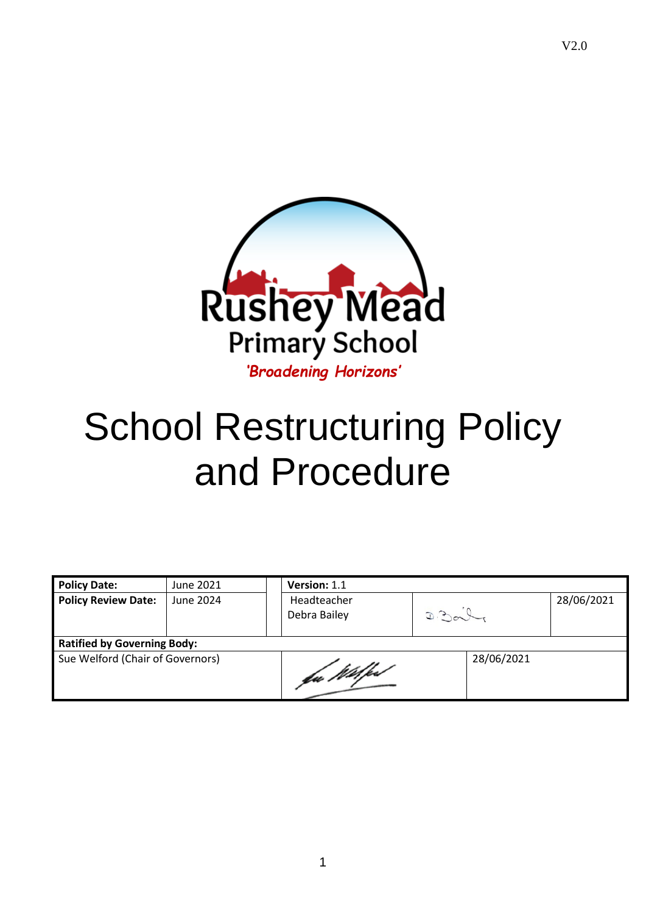V2.0

Rushey Mead Primary School

*'Broadening Horizons'*

# School Restructuring Policy and Procedure

| **Policy Date:** | June 2021 | **Version:** 1.1 | | |
|---|---|---|---|---|
| **Policy Review Date:** | June 2024 | Headteacher Debra Bailey | | 28/06/2021 |
| **Ratified by Governing Body:** | | | | |
| Sue Welford (Chair of Governors) | | | | 28/06/2021 |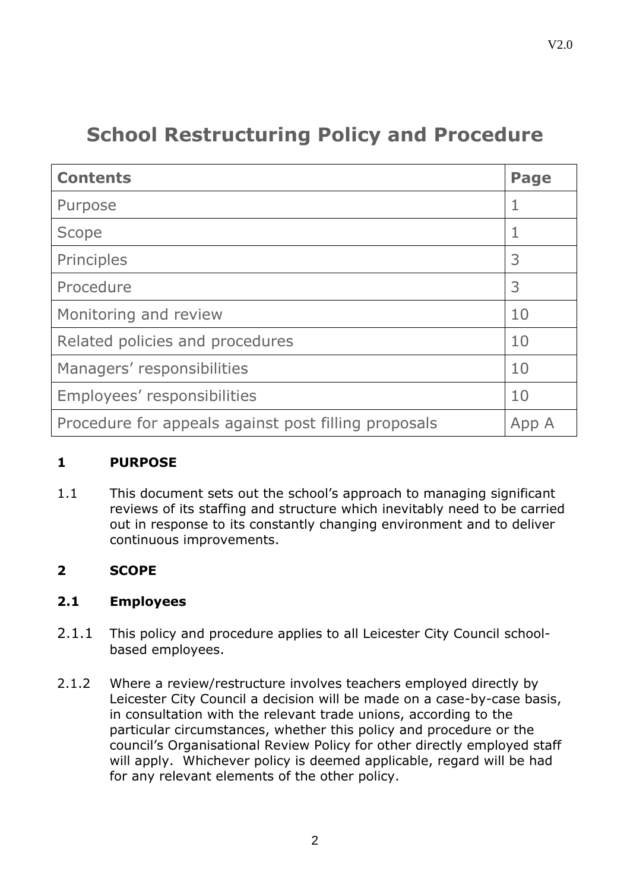# School Restructuring Policy and Procedure

| Contents | Page |
|---|---|
| Purpose | 1 |
| Scope | 1 |
| Principles | 3 |
| Procedure | 3 |
| Monitoring and review | 10 |
| Related policies and procedures | 10 |
| Managers' responsibilities | 10 |
| Employees' responsibilities | 10 |
| Procedure for appeals against post filling proposals | App A |

## 1 PURPOSE

1.1 This document sets out the school's approach to managing significant reviews of its staffing and structure which inevitably need to be carried out in response to its constantly changing environment and to deliver continuous improvements.

## 2 SCOPE

### 2.1 Employees

2.1.1 This policy and procedure applies to all Leicester City Council school-based employees.

2.1.2 Where a review/restructure involves teachers employed directly by Leicester City Council a decision will be made on a case-by-case basis, in consultation with the relevant trade unions, according to the particular circumstances, whether this policy and procedure or the council's Organisational Review Policy for other directly employed staff will apply. Whichever policy is deemed applicable, regard will be had for any relevant elements of the other policy.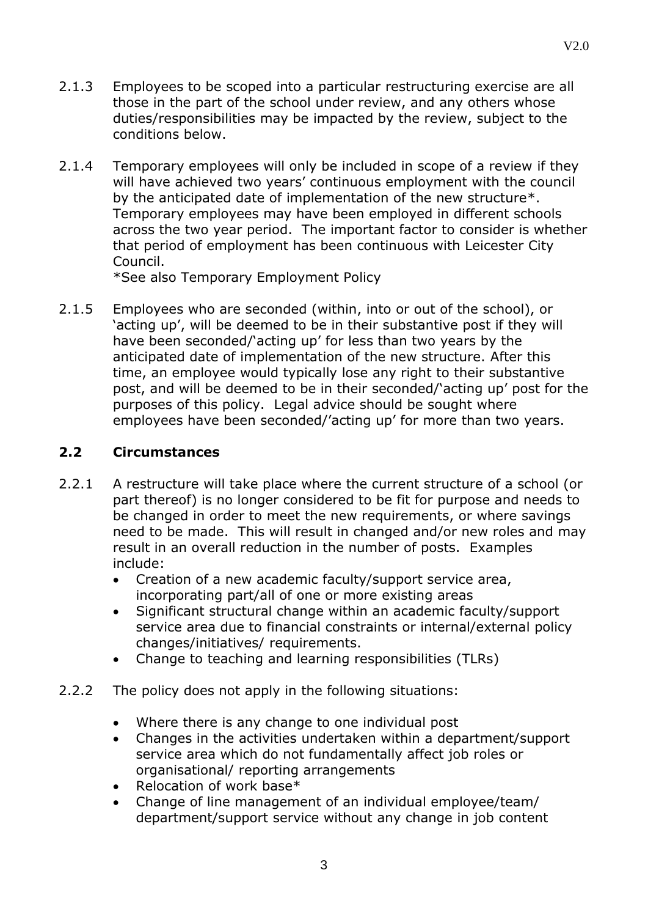2.1.3 Employees to be scoped into a particular restructuring exercise are all those in the part of the school under review, and any others whose duties/responsibilities may be impacted by the review, subject to the conditions below.

2.1.4 Temporary employees will only be included in scope of a review if they will have achieved two years' continuous employment with the council by the anticipated date of implementation of the new structure*. Temporary employees may have been employed in different schools across the two year period. The important factor to consider is whether that period of employment has been continuous with Leicester City Council.
*See also Temporary Employment Policy

2.1.5 Employees who are seconded (within, into or out of the school), or 'acting up', will be deemed to be in their substantive post if they will have been seconded/'acting up' for less than two years by the anticipated date of implementation of the new structure. After this time, an employee would typically lose any right to their substantive post, and will be deemed to be in their seconded/'acting up' post for the purposes of this policy. Legal advice should be sought where employees have been seconded/''acting up' for more than two years.

## 2.2 Circumstances

2.2.1 A restructure will take place where the current structure of a school (or part thereof) is no longer considered to be fit for purpose and needs to be changed in order to meet the new requirements, or where savings need to be made. This will result in changed and/or new roles and may result in an overall reduction in the number of posts. Examples include:

- Creation of a new academic faculty/support service area, incorporating part/all of one or more existing areas
- Significant structural change within an academic faculty/support service area due to financial constraints or internal/external policy changes/initiatives/ requirements.
- Change to teaching and learning responsibilities (TLRs)

2.2.2 The policy does not apply in the following situations:

- Where there is any change to one individual post
- Changes in the activities undertaken within a department/support service area which do not fundamentally affect job roles or organisational/ reporting arrangements
- Relocation of work base*
- Change of line management of an individual employee/team/ department/support service without any change in job content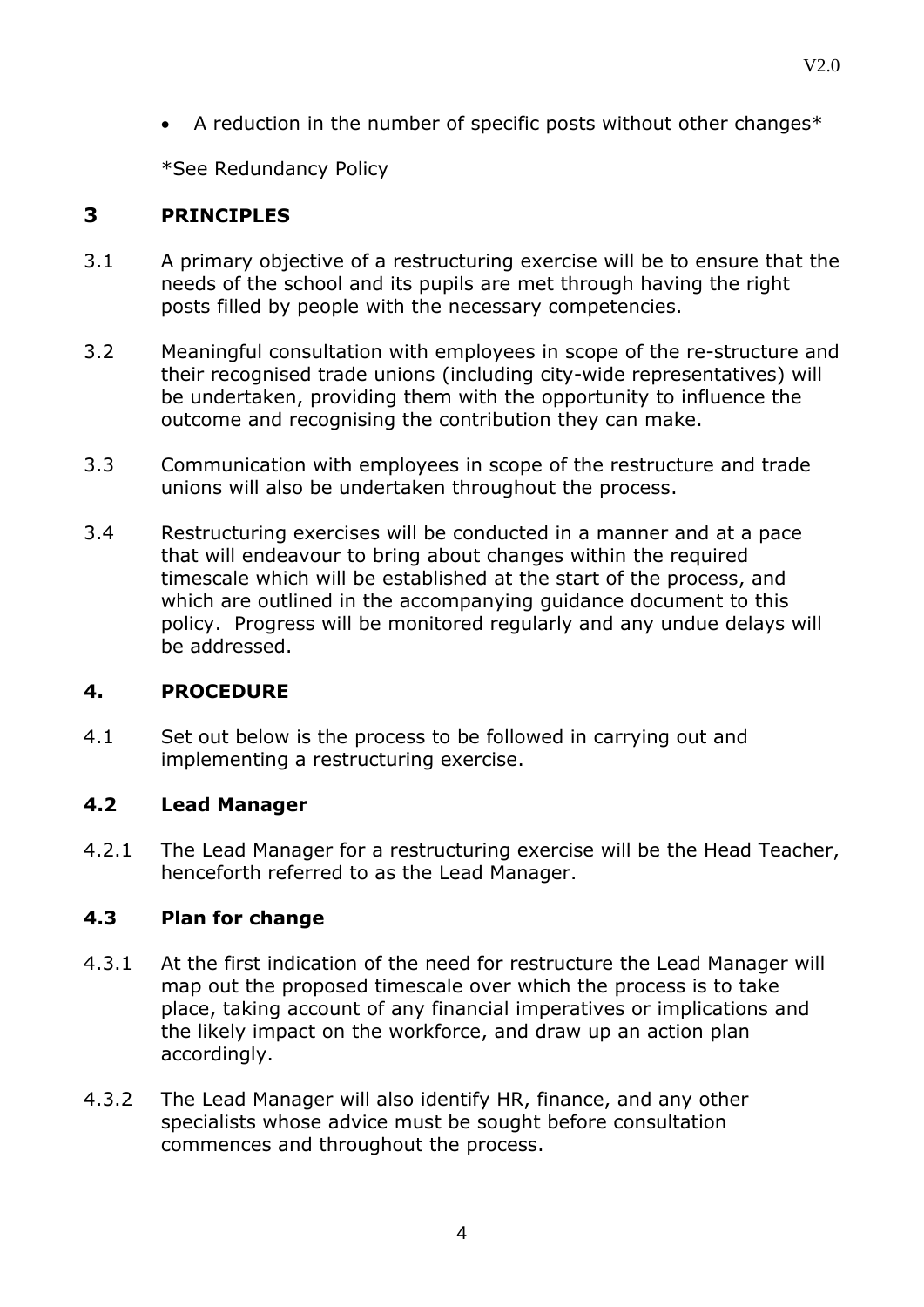- A reduction in the number of specific posts without other changes*

*See Redundancy Policy

## 3 PRINCIPLES

3.1 A primary objective of a restructuring exercise will be to ensure that the needs of the school and its pupils are met through having the right posts filled by people with the necessary competencies.

3.2 Meaningful consultation with employees in scope of the re-structure and their recognised trade unions (including city-wide representatives) will be undertaken, providing them with the opportunity to influence the outcome and recognising the contribution they can make.

3.3 Communication with employees in scope of the restructure and trade unions will also be undertaken throughout the process.

3.4 Restructuring exercises will be conducted in a manner and at a pace that will endeavour to bring about changes within the required timescale which will be established at the start of the process, and which are outlined in the accompanying guidance document to this policy. Progress will be monitored regularly and any undue delays will be addressed.

## 4. PROCEDURE

4.1 Set out below is the process to be followed in carrying out and implementing a restructuring exercise.

### 4.2 Lead Manager

4.2.1 The Lead Manager for a restructuring exercise will be the Head Teacher, henceforth referred to as the Lead Manager.

### 4.3 Plan for change

4.3.1 At the first indication of the need for restructure the Lead Manager will map out the proposed timescale over which the process is to take place, taking account of any financial imperatives or implications and the likely impact on the workforce, and draw up an action plan accordingly.

4.3.2 The Lead Manager will also identify HR, finance, and any other specialists whose advice must be sought before consultation commences and throughout the process.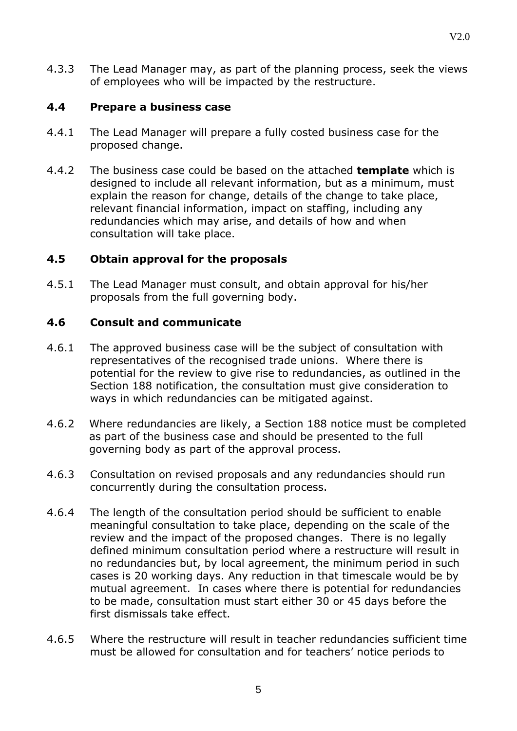4.3.3 The Lead Manager may, as part of the planning process, seek the views of employees who will be impacted by the restructure.

### 4.4 Prepare a business case

4.4.1 The Lead Manager will prepare a fully costed business case for the proposed change.

4.4.2 The business case could be based on the attached **template** which is designed to include all relevant information, but as a minimum, must explain the reason for change, details of the change to take place, relevant financial information, impact on staffing, including any redundancies which may arise, and details of how and when consultation will take place.

### 4.5 Obtain approval for the proposals

4.5.1 The Lead Manager must consult, and obtain approval for his/her proposals from the full governing body.

### 4.6 Consult and communicate

4.6.1 The approved business case will be the subject of consultation with representatives of the recognised trade unions. Where there is potential for the review to give rise to redundancies, as outlined in the Section 188 notification, the consultation must give consideration to ways in which redundancies can be mitigated against.

4.6.2 Where redundancies are likely, a Section 188 notice must be completed as part of the business case and should be presented to the full governing body as part of the approval process.

4.6.3 Consultation on revised proposals and any redundancies should run concurrently during the consultation process.

4.6.4 The length of the consultation period should be sufficient to enable meaningful consultation to take place, depending on the scale of the review and the impact of the proposed changes. There is no legally defined minimum consultation period where a restructure will result in no redundancies but, by local agreement, the minimum period in such cases is 20 working days. Any reduction in that timescale would be by mutual agreement. In cases where there is potential for redundancies to be made, consultation must start either 30 or 45 days before the first dismissals take effect.

4.6.5 Where the restructure will result in teacher redundancies sufficient time must be allowed for consultation and for teachers' notice periods to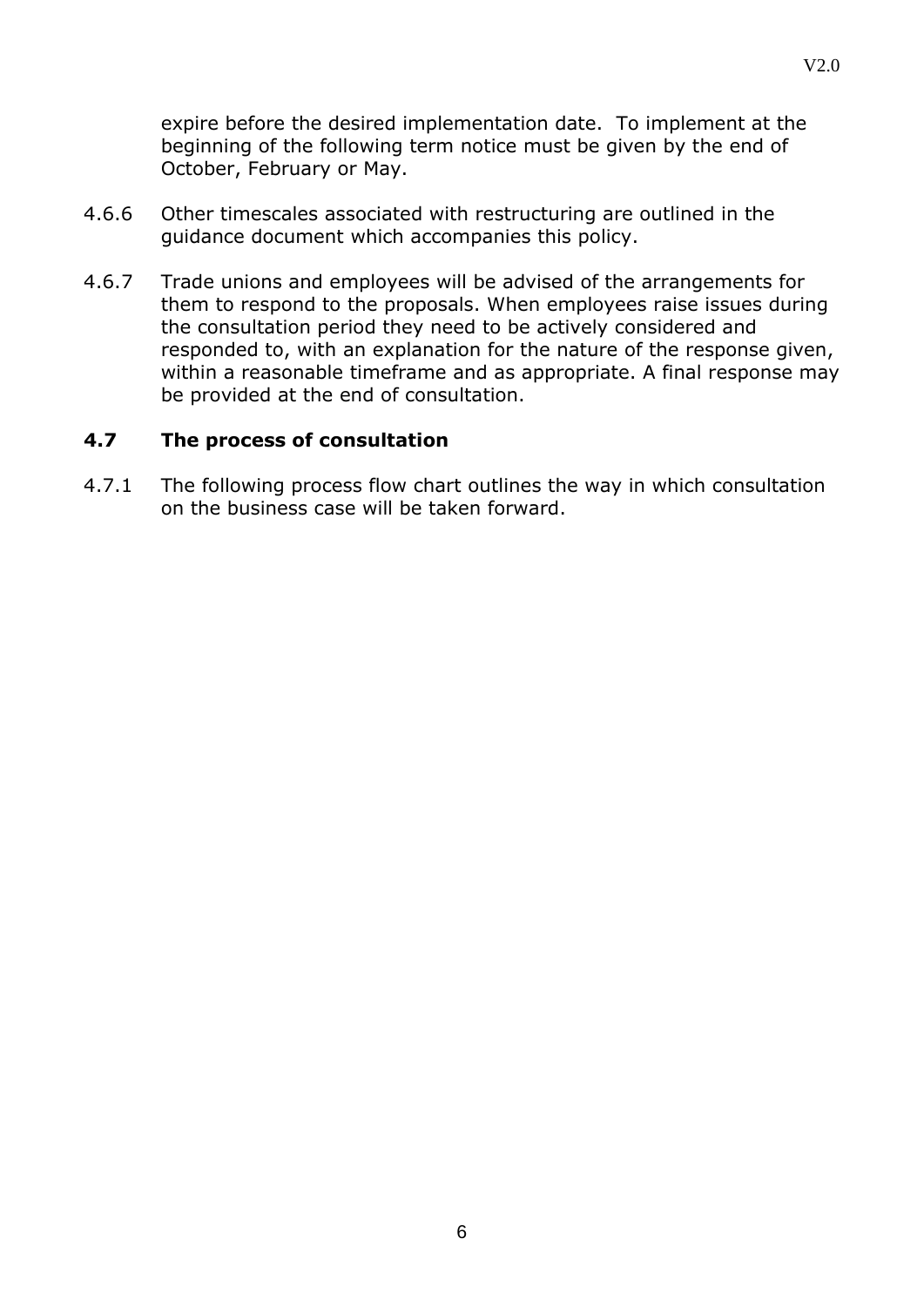expire before the desired implementation date. To implement at the beginning of the following term notice must be given by the end of October, February or May.

4.6.6 Other timescales associated with restructuring are outlined in the guidance document which accompanies this policy.

4.6.7 Trade unions and employees will be advised of the arrangements for them to respond to the proposals. When employees raise issues during the consultation period they need to be actively considered and responded to, with an explanation for the nature of the response given, within a reasonable timeframe and as appropriate. A final response may be provided at the end of consultation.

### 4.7 The process of consultation

4.7.1 The following process flow chart outlines the way in which consultation on the business case will be taken forward.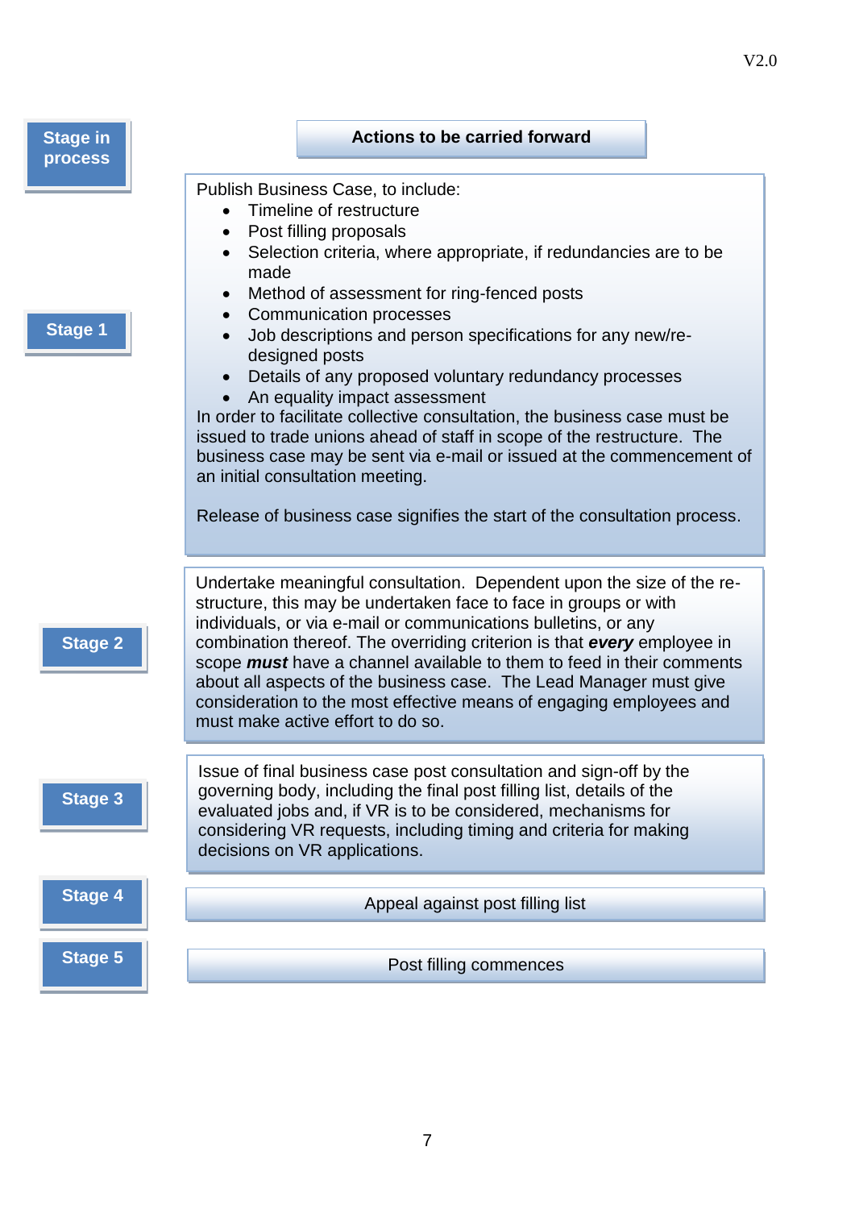| Stage in process | Actions to be carried forward |
| --- | --- |
| Stage 1 | Publish Business Case, to include:<br>• Timeline of restructure<br>• Post filling proposals<br>• Selection criteria, where appropriate, if redundancies are to be made<br>• Method of assessment for ring-fenced posts<br>• Communication processes<br>• Job descriptions and person specifications for any new/re-designed posts<br>• Details of any proposed voluntary redundancy processes<br>• An equality impact assessment<br>In order to facilitate collective consultation, the business case must be issued to trade unions ahead of staff in scope of the restructure. The business case may be sent via e-mail or issued at the commencement of an initial consultation meeting.<br><br>Release of business case signifies the start of the consultation process. |
| Stage 2 | Undertake meaningful consultation. Dependent upon the size of the re-structure, this may be undertaken face to face in groups or with individuals, or via e-mail or communications bulletins, or any combination thereof. The overriding criterion is that ***every*** employee in scope ***must*** have a channel available to them to feed in their comments about all aspects of the business case. The Lead Manager must give consideration to the most effective means of engaging employees and must make active effort to do so. |
| Stage 3 | Issue of final business case post consultation and sign-off by the governing body, including the final post filling list, details of the evaluated jobs and, if VR is to be considered, mechanisms for considering VR requests, including timing and criteria for making decisions on VR applications. |
| Stage 4 | Appeal against post filling list |
| Stage 5 | Post filling commences |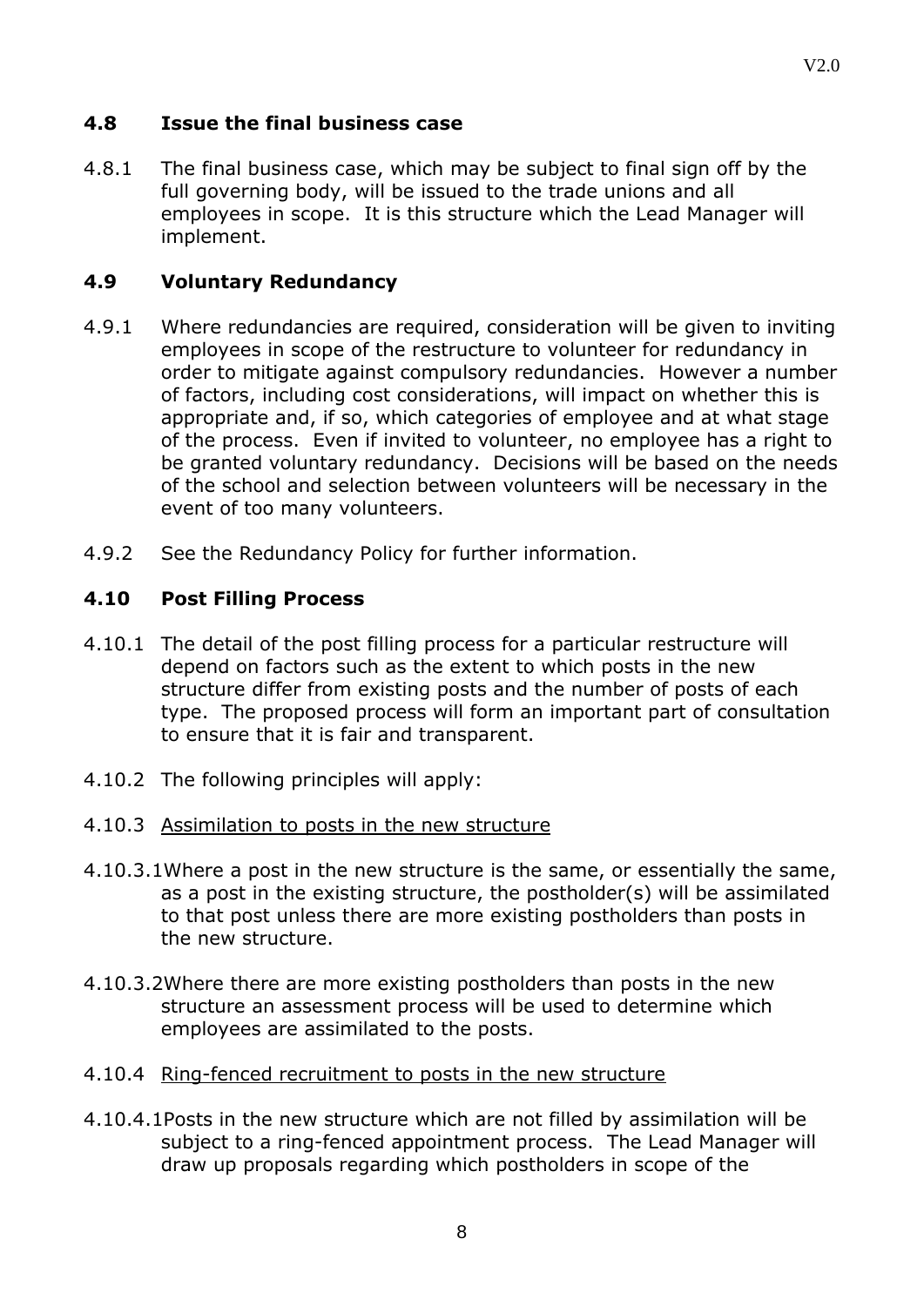## 4.8 Issue the final business case

4.8.1 The final business case, which may be subject to final sign off by the full governing body, will be issued to the trade unions and all employees in scope. It is this structure which the Lead Manager will implement.

## 4.9 Voluntary Redundancy

4.9.1 Where redundancies are required, consideration will be given to inviting employees in scope of the restructure to volunteer for redundancy in order to mitigate against compulsory redundancies. However a number of factors, including cost considerations, will impact on whether this is appropriate and, if so, which categories of employee and at what stage of the process. Even if invited to volunteer, no employee has a right to be granted voluntary redundancy. Decisions will be based on the needs of the school and selection between volunteers will be necessary in the event of too many volunteers.

4.9.2 See the Redundancy Policy for further information.

## 4.10 Post Filling Process

4.10.1 The detail of the post filling process for a particular restructure will depend on factors such as the extent to which posts in the new structure differ from existing posts and the number of posts of each type. The proposed process will form an important part of consultation to ensure that it is fair and transparent.

4.10.2 The following principles will apply:

4.10.3 <u>Assimilation to posts in the new structure</u>

4.10.3.1 Where a post in the new structure is the same, or essentially the same, as a post in the existing structure, the postholder(s) will be assimilated to that post unless there are more existing postholders than posts in the new structure.

4.10.3.2 Where there are more existing postholders than posts in the new structure an assessment process will be used to determine which employees are assimilated to the posts.

4.10.4 <u>Ring-fenced recruitment to posts in the new structure</u>

4.10.4.1 Posts in the new structure which are not filled by assimilation will be subject to a ring-fenced appointment process. The Lead Manager will draw up proposals regarding which postholders in scope of the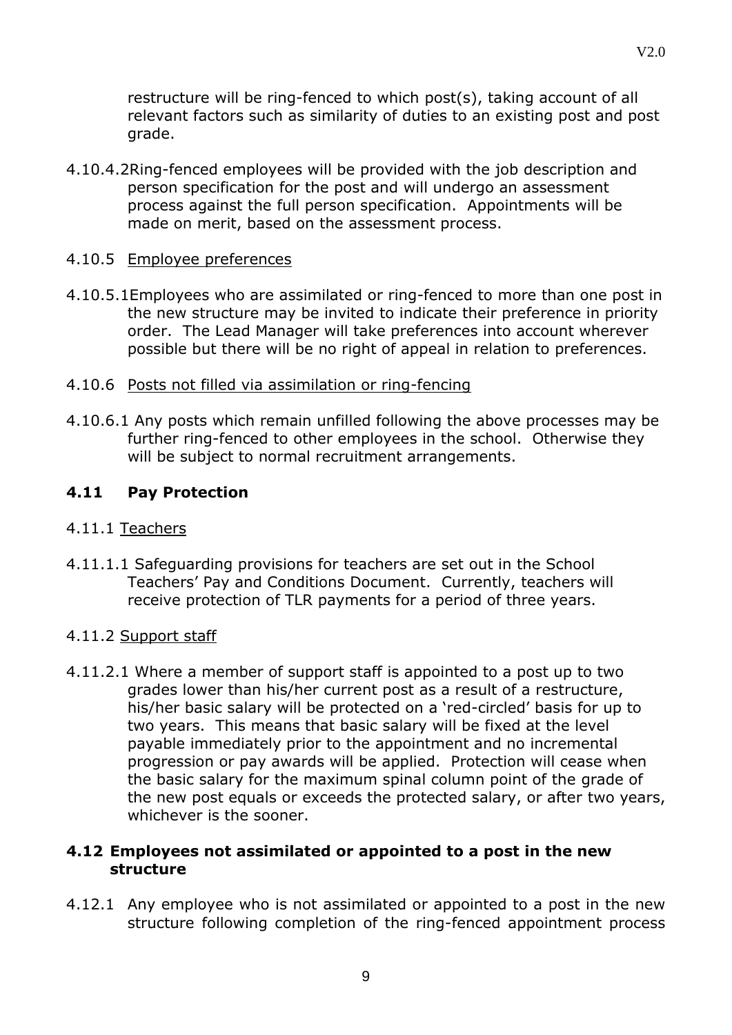restructure will be ring-fenced to which post(s), taking account of all relevant factors such as similarity of duties to an existing post and post grade.

4.10.4.2 Ring-fenced employees will be provided with the job description and person specification for the post and will undergo an assessment process against the full person specification. Appointments will be made on merit, based on the assessment process.

4.10.5 Employee preferences

4.10.5.1 Employees who are assimilated or ring-fenced to more than one post in the new structure may be invited to indicate their preference in priority order. The Lead Manager will take preferences into account wherever possible but there will be no right of appeal in relation to preferences.

4.10.6 Posts not filled via assimilation or ring-fencing

4.10.6.1 Any posts which remain unfilled following the above processes may be further ring-fenced to other employees in the school. Otherwise they will be subject to normal recruitment arrangements.

## 4.11 Pay Protection

4.11.1 Teachers

4.11.1.1 Safeguarding provisions for teachers are set out in the School Teachers' Pay and Conditions Document. Currently, teachers will receive protection of TLR payments for a period of three years.

4.11.2 Support staff

4.11.2.1 Where a member of support staff is appointed to a post up to two grades lower than his/her current post as a result of a restructure, his/her basic salary will be protected on a 'red-circled' basis for up to two years. This means that basic salary will be fixed at the level payable immediately prior to the appointment and no incremental progression or pay awards will be applied. Protection will cease when the basic salary for the maximum spinal column point of the grade of the new post equals or exceeds the protected salary, or after two years, whichever is the sooner.

## 4.12 Employees not assimilated or appointed to a post in the new structure

4.12.1 Any employee who is not assimilated or appointed to a post in the new structure following completion of the ring-fenced appointment process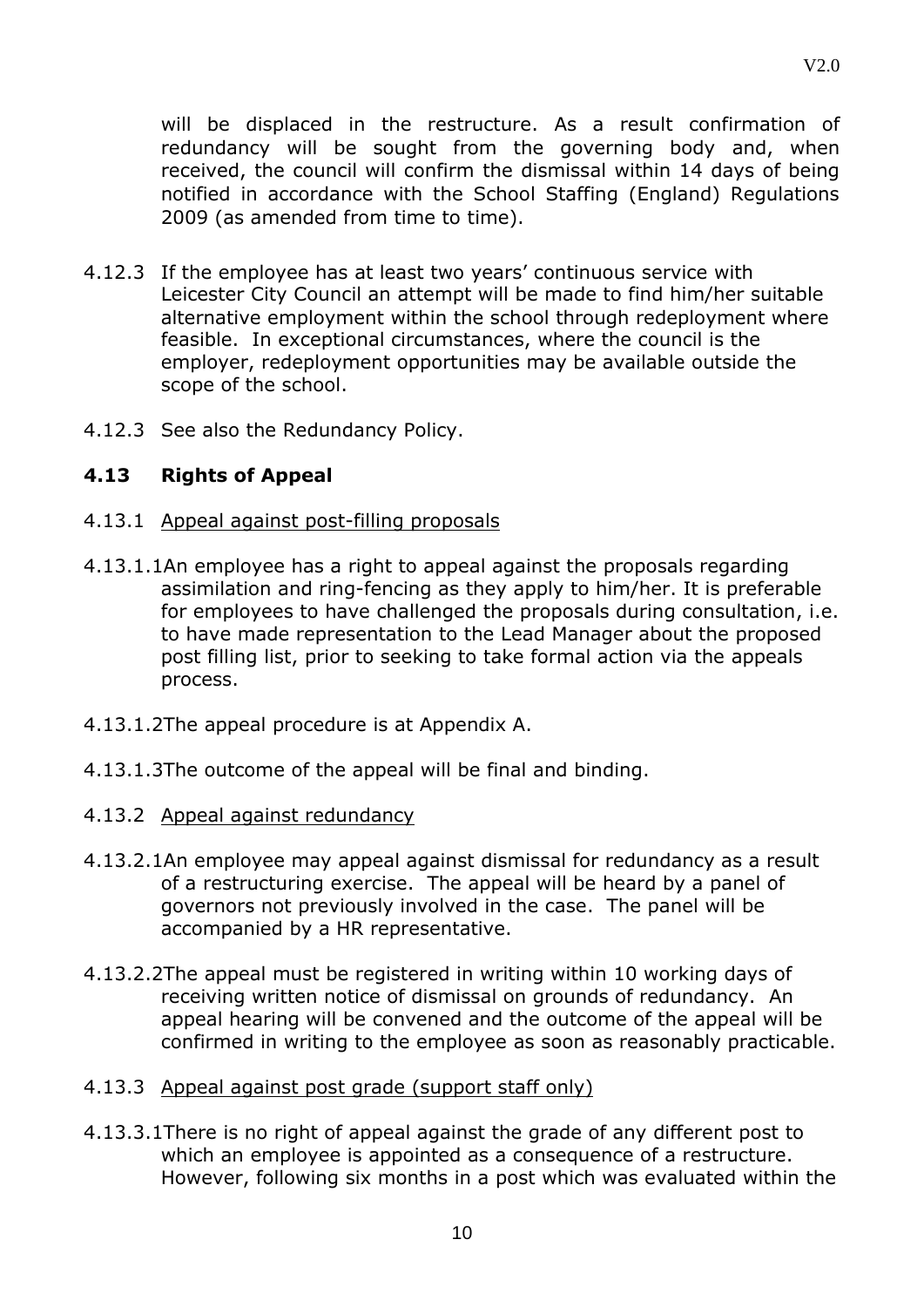will be displaced in the restructure. As a result confirmation of redundancy will be sought from the governing body and, when received, the council will confirm the dismissal within 14 days of being notified in accordance with the School Staffing (England) Regulations 2009 (as amended from time to time).

4.12.3 If the employee has at least two years' continuous service with Leicester City Council an attempt will be made to find him/her suitable alternative employment within the school through redeployment where feasible. In exceptional circumstances, where the council is the employer, redeployment opportunities may be available outside the scope of the school.

4.12.3 See also the Redundancy Policy.

### 4.13 Rights of Appeal

4.13.1 Appeal against post-filling proposals

4.13.1.1 An employee has a right to appeal against the proposals regarding assimilation and ring-fencing as they apply to him/her. It is preferable for employees to have challenged the proposals during consultation, i.e. to have made representation to the Lead Manager about the proposed post filling list, prior to seeking to take formal action via the appeals process.

4.13.1.2 The appeal procedure is at Appendix A.

4.13.1.3 The outcome of the appeal will be final and binding.

4.13.2 Appeal against redundancy

4.13.2.1 An employee may appeal against dismissal for redundancy as a result of a restructuring exercise. The appeal will be heard by a panel of governors not previously involved in the case. The panel will be accompanied by a HR representative.

4.13.2.2 The appeal must be registered in writing within 10 working days of receiving written notice of dismissal on grounds of redundancy. An appeal hearing will be convened and the outcome of the appeal will be confirmed in writing to the employee as soon as reasonably practicable.

4.13.3 Appeal against post grade (support staff only)

4.13.3.1 There is no right of appeal against the grade of any different post to which an employee is appointed as a consequence of a restructure. However, following six months in a post which was evaluated within the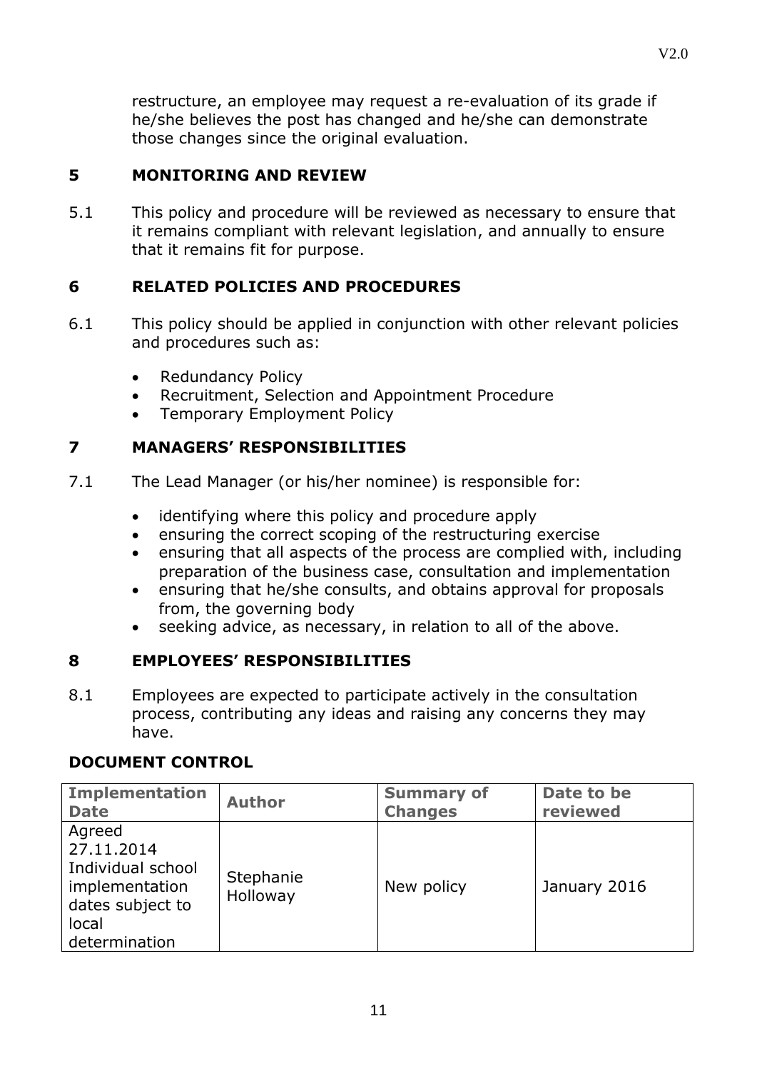restructure, an employee may request a re-evaluation of its grade if he/she believes the post has changed and he/she can demonstrate those changes since the original evaluation.

## 5 MONITORING AND REVIEW

5.1 This policy and procedure will be reviewed as necessary to ensure that it remains compliant with relevant legislation, and annually to ensure that it remains fit for purpose.

## 6 RELATED POLICIES AND PROCEDURES

6.1 This policy should be applied in conjunction with other relevant policies and procedures such as:

- Redundancy Policy
- Recruitment, Selection and Appointment Procedure
- Temporary Employment Policy

## 7 MANAGERS' RESPONSIBILITIES

7.1 The Lead Manager (or his/her nominee) is responsible for:

- identifying where this policy and procedure apply
- ensuring the correct scoping of the restructuring exercise
- ensuring that all aspects of the process are complied with, including preparation of the business case, consultation and implementation
- ensuring that he/she consults, and obtains approval for proposals from, the governing body
- seeking advice, as necessary, in relation to all of the above.

## 8 EMPLOYEES' RESPONSIBILITIES

8.1 Employees are expected to participate actively in the consultation process, contributing any ideas and raising any concerns they may have.

## DOCUMENT CONTROL

| Implementation Date | Author | Summary of Changes | Date to be reviewed |
|---|---|---|---|
| Agreed 27.11.2014 Individual school implementation dates subject to local determination | Stephanie Holloway | New policy | January 2016 |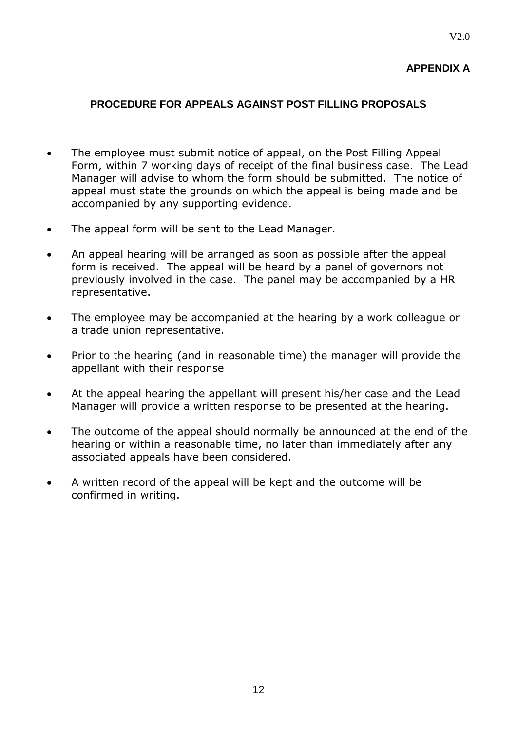**APPENDIX A**

## PROCEDURE FOR APPEALS AGAINST POST FILLING PROPOSALS

- The employee must submit notice of appeal, on the Post Filling Appeal Form, within 7 working days of receipt of the final business case. The Lead Manager will advise to whom the form should be submitted. The notice of appeal must state the grounds on which the appeal is being made and be accompanied by any supporting evidence.
- The appeal form will be sent to the Lead Manager.
- An appeal hearing will be arranged as soon as possible after the appeal form is received. The appeal will be heard by a panel of governors not previously involved in the case. The panel may be accompanied by a HR representative.
- The employee may be accompanied at the hearing by a work colleague or a trade union representative.
- Prior to the hearing (and in reasonable time) the manager will provide the appellant with their response
- At the appeal hearing the appellant will present his/her case and the Lead Manager will provide a written response to be presented at the hearing.
- The outcome of the appeal should normally be announced at the end of the hearing or within a reasonable time, no later than immediately after any associated appeals have been considered.
- A written record of the appeal will be kept and the outcome will be confirmed in writing.